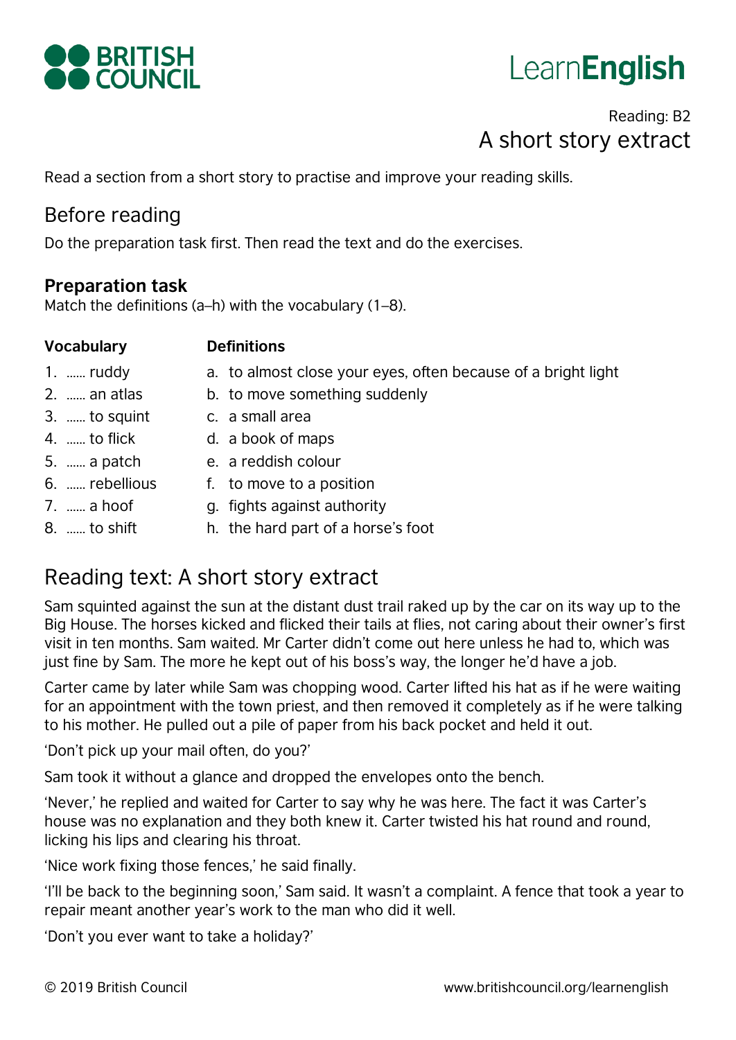BRITISH COUNCIL

LearnEnglish

Reading: B2

# A short story extract

Read a section from a short story to practise and improve your reading skills.

## Before reading

Do the preparation task first. Then read the text and do the exercises.

### Preparation task

Match the definitions (a–h) with the vocabulary (1–8).

| Vocabulary | Definitions |
|---|---|
| 1. …… ruddy | a. to almost close your eyes, often because of a bright light |
| 2. …… an atlas | b. to move something suddenly |
| 3. …… to squint | c. a small area |
| 4. …… to flick | d. a book of maps |
| 5. …… a patch | e. a reddish colour |
| 6. …… rebellious | f. to move to a position |
| 7. …… a hoof | g. fights against authority |
| 8. …… to shift | h. the hard part of a horse's foot |

## Reading text: A short story extract

Sam squinted against the sun at the distant dust trail raked up by the car on its way up to the Big House. The horses kicked and flicked their tails at flies, not caring about their owner's first visit in ten months. Sam waited. Mr Carter didn't come out here unless he had to, which was just fine by Sam. The more he kept out of his boss's way, the longer he'd have a job.

Carter came by later while Sam was chopping wood. Carter lifted his hat as if he were waiting for an appointment with the town priest, and then removed it completely as if he were talking to his mother. He pulled out a pile of paper from his back pocket and held it out.

'Don't pick up your mail often, do you?'

Sam took it without a glance and dropped the envelopes onto the bench.

'Never,' he replied and waited for Carter to say why he was here. The fact it was Carter's house was no explanation and they both knew it. Carter twisted his hat round and round, licking his lips and clearing his throat.

'Nice work fixing those fences,' he said finally.

'I'll be back to the beginning soon,' Sam said. It wasn't a complaint. A fence that took a year to repair meant another year's work to the man who did it well.

'Don't you ever want to take a holiday?'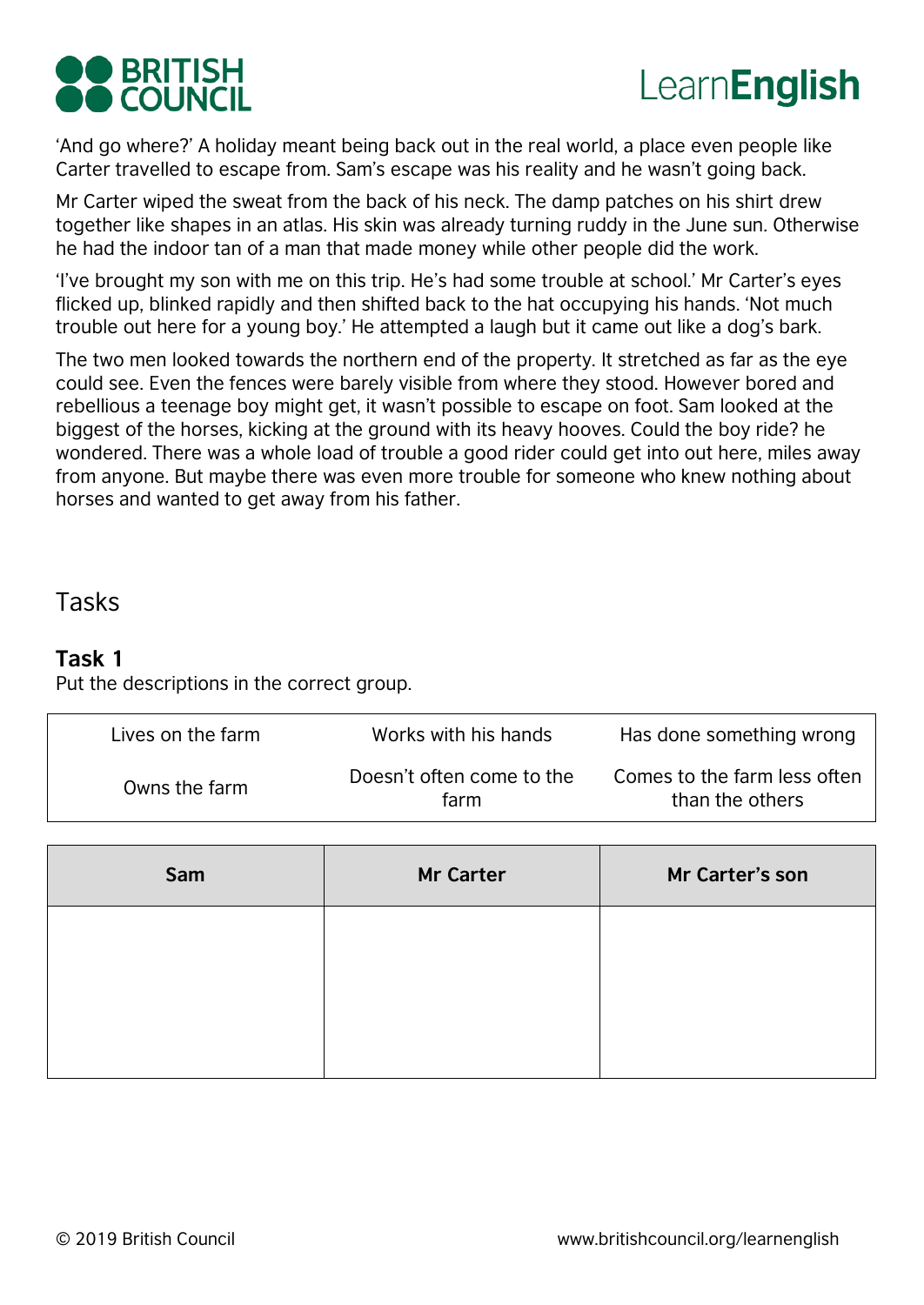'And go where?' A holiday meant being back out in the real world, a place even people like Carter travelled to escape from. Sam's escape was his reality and he wasn't going back.

Mr Carter wiped the sweat from the back of his neck. The damp patches on his shirt drew together like shapes in an atlas. His skin was already turning ruddy in the June sun. Otherwise he had the indoor tan of a man that made money while other people did the work.

'I've brought my son with me on this trip. He's had some trouble at school.' Mr Carter's eyes flicked up, blinked rapidly and then shifted back to the hat occupying his hands. 'Not much trouble out here for a young boy.' He attempted a laugh but it came out like a dog's bark.

The two men looked towards the northern end of the property. It stretched as far as the eye could see. Even the fences were barely visible from where they stood. However bored and rebellious a teenage boy might get, it wasn't possible to escape on foot. Sam looked at the biggest of the horses, kicking at the ground with its heavy hooves. Could the boy ride? he wondered. There was a whole load of trouble a good rider could get into out here, miles away from anyone. But maybe there was even more trouble for someone who knew nothing about horses and wanted to get away from his father.

## Tasks

### Task 1

Put the descriptions in the correct group.

| | | |
|---|---|---|
| Lives on the farm | Works with his hands | Has done something wrong |
| Owns the farm | Doesn't often come to the farm | Comes to the farm less often than the others |

| Sam | Mr Carter | Mr Carter's son |
|---|---|---|
| | | |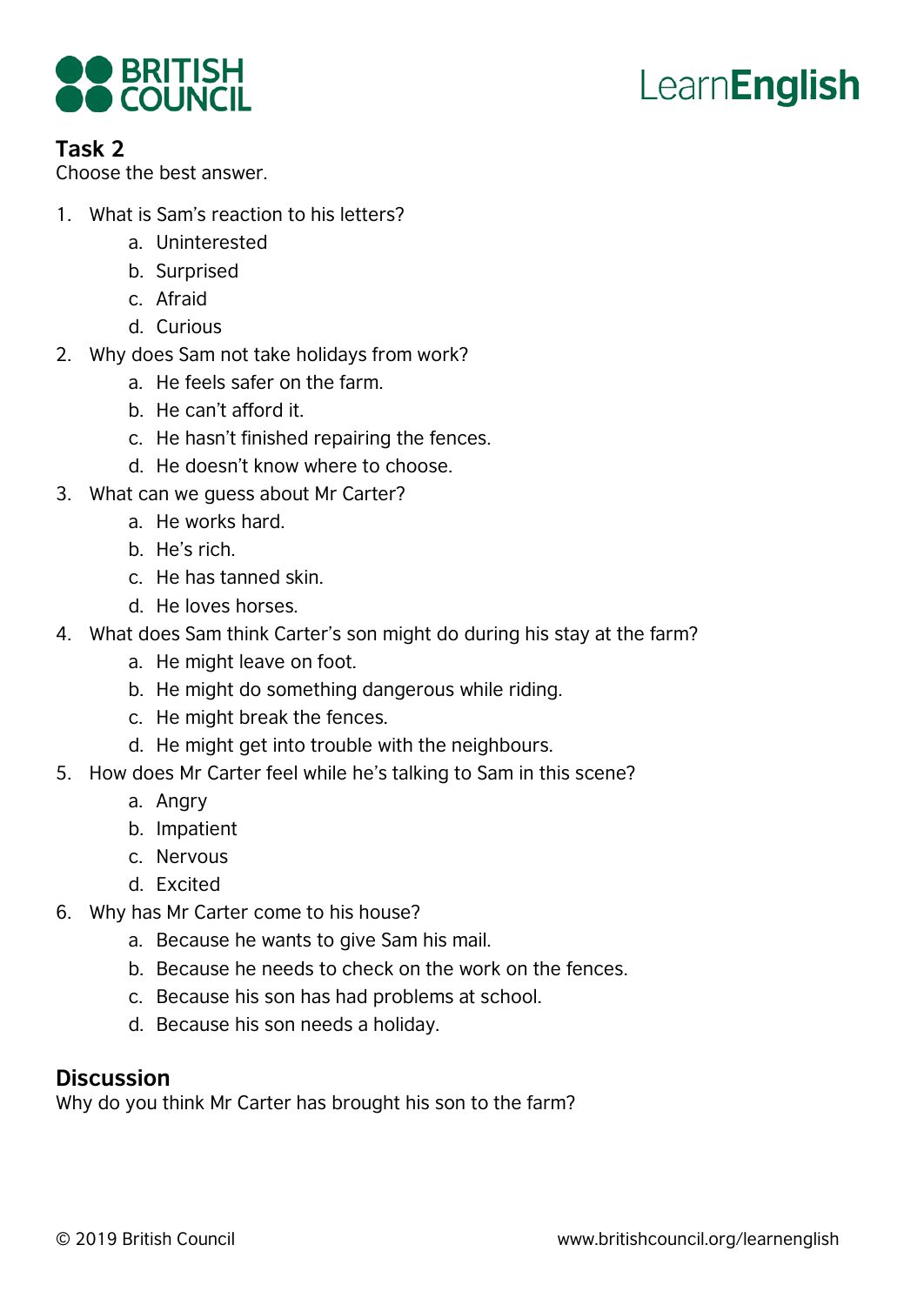## Task 2

Choose the best answer.

1. What is Sam's reaction to his letters?
    a. Uninterested
    b. Surprised
    c. Afraid
    d. Curious
2. Why does Sam not take holidays from work?
    a. He feels safer on the farm.
    b. He can't afford it.
    c. He hasn't finished repairing the fences.
    d. He doesn't know where to choose.
3. What can we guess about Mr Carter?
    a. He works hard.
    b. He's rich.
    c. He has tanned skin.
    d. He loves horses.
4. What does Sam think Carter's son might do during his stay at the farm?
    a. He might leave on foot.
    b. He might do something dangerous while riding.
    c. He might break the fences.
    d. He might get into trouble with the neighbours.
5. How does Mr Carter feel while he's talking to Sam in this scene?
    a. Angry
    b. Impatient
    c. Nervous
    d. Excited
6. Why has Mr Carter come to his house?
    a. Because he wants to give Sam his mail.
    b. Because he needs to check on the work on the fences.
    c. Because his son has had problems at school.
    d. Because his son needs a holiday.

## Discussion

Why do you think Mr Carter has brought his son to the farm?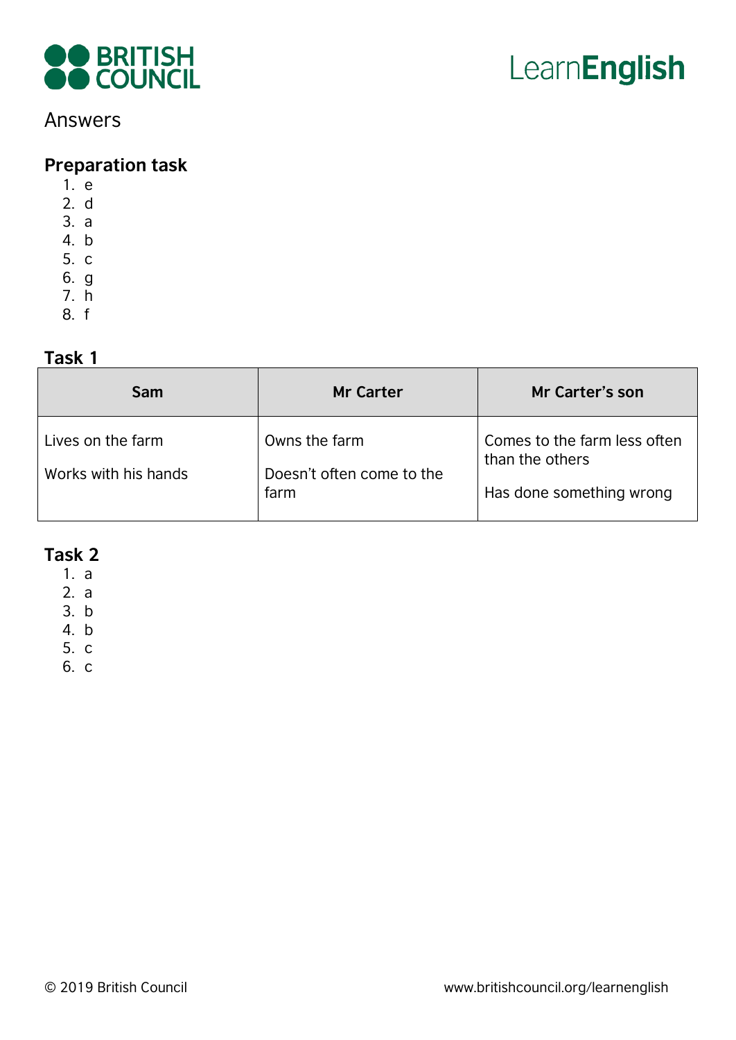# Answers

## Preparation task

1. e
2. d
3. a
4. b
5. c
6. g
7. h
8. f

## Task 1

| Sam | Mr Carter | Mr Carter's son |
|---|---|---|
| Lives on the farm<br><br>Works with his hands | Owns the farm<br><br>Doesn't often come to the farm | Comes to the farm less often than the others<br><br>Has done something wrong |

## Task 2

1. a
2. a
3. b
4. b
5. c
6. c

© 2019 British Council www.britishcouncil.org/learnenglish